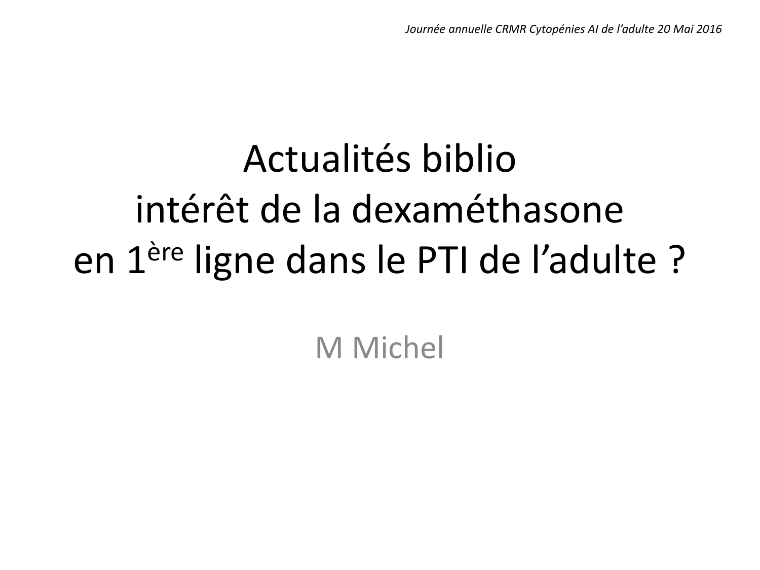*Journée annuelle CRMR Cytopénies AI de l'adulte 20 Mai 2016*

# Actualités biblio intérêt de la dexaméthasone en 1[ère] ligne dans le PTI de l'adulte ?

M Michel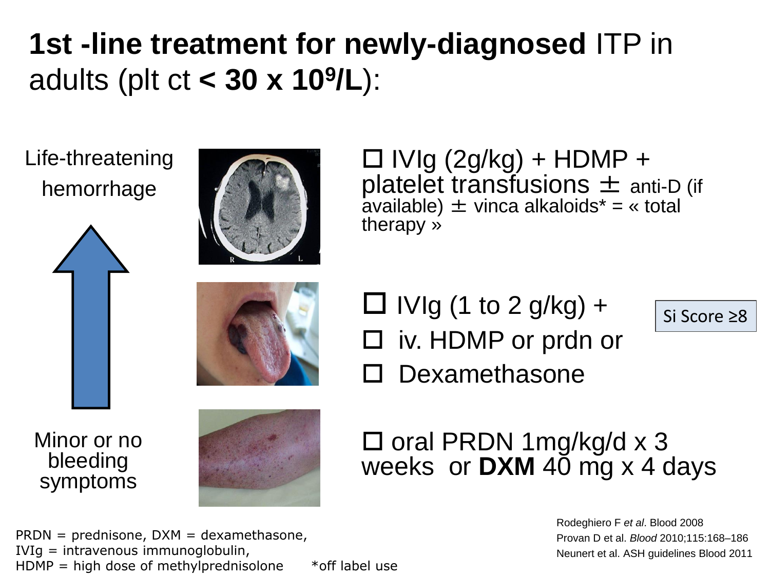# **1st -line treatment for newly-diagnosed** ITP in adults (plt ct **< 30 x $10^9$/L**):

Life-threatening hemorrhage

- ☐ IVIg (2g/kg) + HDMP + platelet transfusions ± anti-D (if available) ± vinca alkaloids* = « total therapy »

Si Score ≥8

- ☐ IVIg (1 to 2 g/kg) +
- ☐ iv. HDMP or prdn or
- ☐ Dexamethasone

Minor or no bleeding symptoms

- ☐ oral PRDN 1mg/kg/d x 3 weeks or **DXM** 40 mg x 4 days

PRDN = prednisone, DXM = dexamethasone,
IVIg = intravenous immunoglobulin,
HDMP = high dose of methylprednisolone *off label use

Rodeghiero F *et al*. Blood 2008
Provan D et al. *Blood* 2010;115:168–186
Neunert et al. ASH guidelines Blood 2011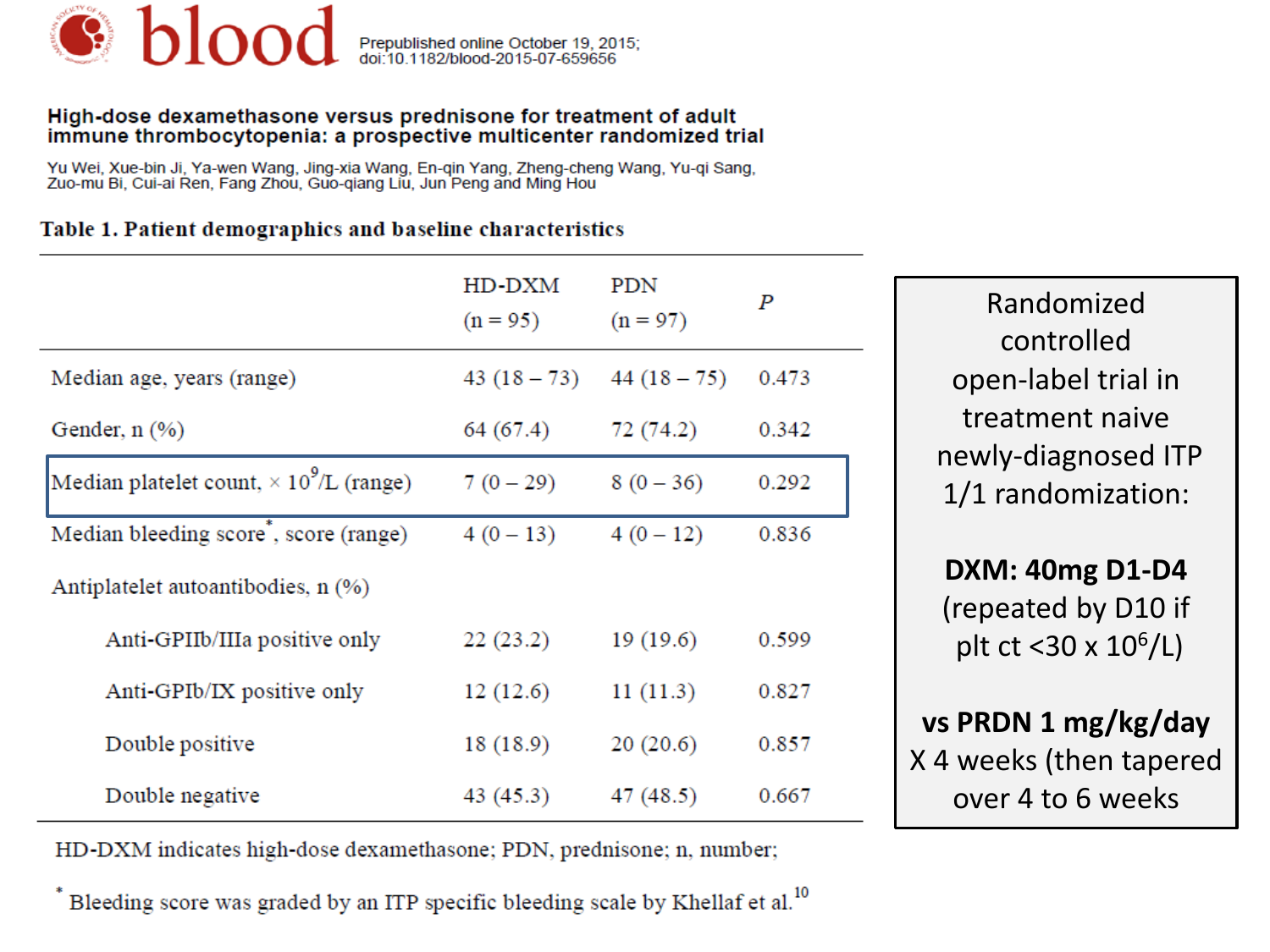blood

Prepublished online October 19, 2015; doi:10.1182/blood-2015-07-659656

## High-dose dexamethasone versus prednisone for treatment of adult immune thrombocytopenia: a prospective multicenter randomized trial

Yu Wei, Xue-bin Ji, Ya-wen Wang, Jing-xia Wang, En-qin Yang, Zheng-cheng Wang, Yu-qi Sang, Zuo-mu Bi, Cui-ai Ren, Fang Zhou, Guo-qiang Liu, Jun Peng and Ming Hou

**Table 1. Patient demographics and baseline characteristics**

| | HD-DXM (n = 95) | PDN (n = 97) | *P* |
|---|---|---|---|
| Median age, years (range) | 43 (18 – 73) | 44 (18 – 75) | 0.473 |
| Gender, n (%) | 64 (67.4) | 72 (74.2) | 0.342 |
| Median platelet count, × $10^9$/L (range) | 7 (0 – 29) | 8 (0 – 36) | 0.292 |
| Median bleeding score*, score (range) | 4 (0 – 13) | 4 (0 – 12) | 0.836 |
| Antiplatelet autoantibodies, n (%) | | | |
| Anti-GPIIb/IIIa positive only | 22 (23.2) | 19 (19.6) | 0.599 |
| Anti-GPIb/IX positive only | 12 (12.6) | 11 (11.3) | 0.827 |
| Double positive | 18 (18.9) | 20 (20.6) | 0.857 |
| Double negative | 43 (45.3) | 47 (48.5) | 0.667 |

HD-DXM indicates high-dose dexamethasone; PDN, prednisone; n, number;

* Bleeding score was graded by an ITP specific bleeding scale by Khellaf et al.[10]

Randomized controlled open-label trial in treatment naive newly-diagnosed ITP 1/1 randomization:

**DXM: 40mg D1-D4** (repeated by D10 if plt ct <30 x $10^6$/L)

**vs PRDN 1 mg/kg/day** X 4 weeks (then tapered over 4 to 6 weeks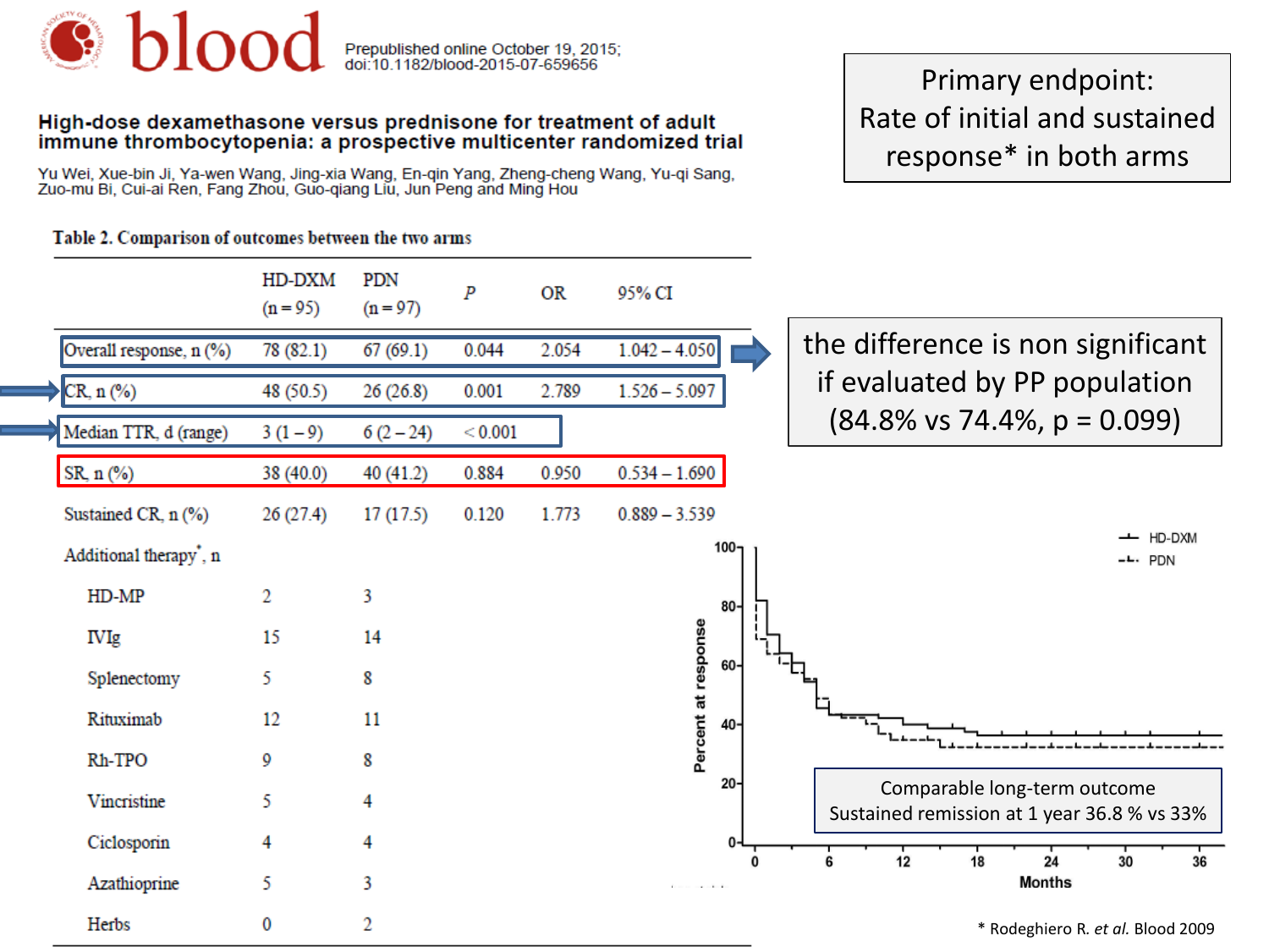**blood** Prepublished online October 19, 2015; doi:10.1182/blood-2015-07-659656

## High-dose dexamethasone versus prednisone for treatment of adult immune thrombocytopenia: a prospective multicenter randomized trial

Yu Wei, Xue-bin Ji, Ya-wen Wang, Jing-xia Wang, En-qin Yang, Zheng-cheng Wang, Yu-qi Sang, Zuo-mu Bi, Cui-ai Ren, Fang Zhou, Guo-qiang Liu, Jun Peng and Ming Hou

Primary endpoint: Rate of initial and sustained response* in both arms

**Table 2. Comparison of outcomes between the two arms**

| | HD-DXM (n = 95) | PDN (n = 97) | *P* | OR | 95% CI |
|---|---|---|---|---|---|
| Overall response, n (%) | 78 (82.1) | 67 (69.1) | 0.044 | 2.054 | 1.042 – 4.050 |
| CR, n (%) | 48 (50.5) | 26 (26.8) | 0.001 | 2.789 | 1.526 – 5.097 |
| Median TTR, d (range) | 3 (1 – 9) | 6 (2 – 24) | < 0.001 | | |
| SR, n (%) | 38 (40.0) | 40 (41.2) | 0.884 | 0.950 | 0.534 – 1.690 |
| Sustained CR, n (%) | 26 (27.4) | 17 (17.5) | 0.120 | 1.773 | 0.889 – 3.539 |
| Additional therapy*, n | | | | | |
| HD-MP | 2 | 3 | | | |
| IVIg | 15 | 14 | | | |
| Splenectomy | 5 | 8 | | | |
| Rituximab | 12 | 11 | | | |
| Rh-TPO | 9 | 8 | | | |
| Vincristine | 5 | 4 | | | |
| Ciclosporin | 4 | 4 | | | |
| Azathioprine | 5 | 3 | | | |
| Herbs | 0 | 2 | | | |

the difference is non significant if evaluated by PP population (84.8% vs 74.4%, p = 0.099)

Comparable long-term outcome
Sustained remission at 1 year 36.8 % vs 33%

\* Rodeghiero R. *et al.* Blood 2009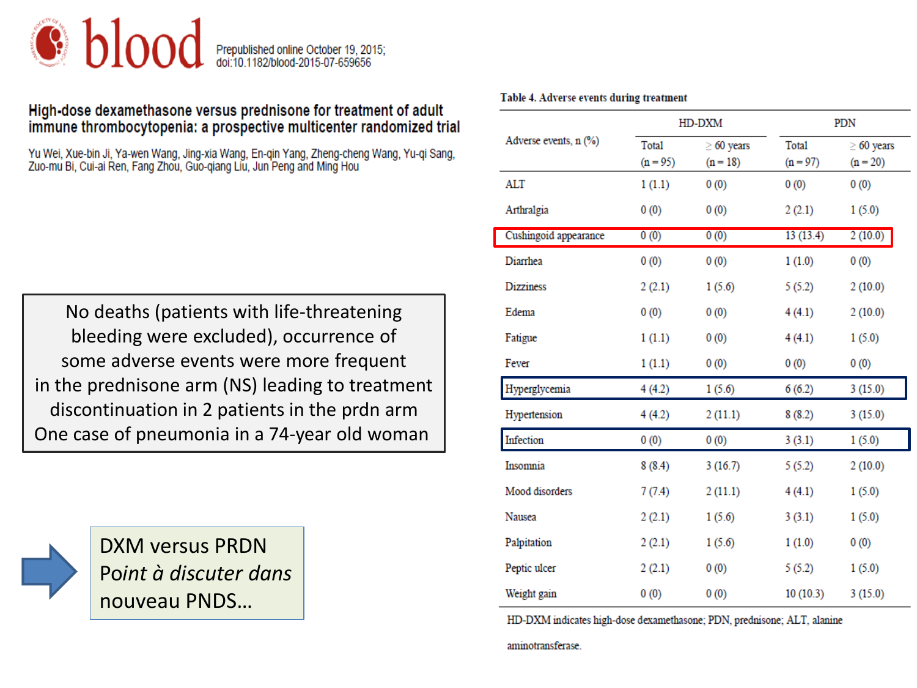blood

Prepublished online October 19, 2015;
doi:10.1182/blood-2015-07-659656

## High-dose dexamethasone versus prednisone for treatment of adult immune thrombocytopenia: a prospective multicenter randomized trial

Yu Wei, Xue-bin Ji, Ya-wen Wang, Jing-xia Wang, En-qin Yang, Zheng-cheng Wang, Yu-qi Sang, Zuo-mu Bi, Cui-ai Ren, Fang Zhou, Guo-qiang Liu, Jun Peng and Ming Hou

No deaths (patients with life-threatening bleeding were excluded), occurrence of some adverse events were more frequent in the prednisone arm (NS) leading to treatment discontinuation in 2 patients in the prdn arm
One case of pneumonia in a 74-year old woman

DXM versus PRDN
*Point à discuter dans* nouveau PNDS…

**Table 4. Adverse events during treatment**

| Adverse events, n (%) | HD-DXM | | PDN | |
|---|---|---|---|---|
| | Total (n = 95) | ≥ 60 years (n = 18) | Total (n = 97) | ≥ 60 years (n = 20) |
| ALT | 1 (1.1) | 0 (0) | 0 (0) | 0 (0) |
| Arthralgia | 0 (0) | 0 (0) | 2 (2.1) | 1 (5.0) |
| Cushingoid appearance | 0 (0) | 0 (0) | 13 (13.4) | 2 (10.0) |
| Diarrhea | 0 (0) | 0 (0) | 1 (1.0) | 0 (0) |
| Dizziness | 2 (2.1) | 1 (5.6) | 5 (5.2) | 2 (10.0) |
| Edema | 0 (0) | 0 (0) | 4 (4.1) | 2 (10.0) |
| Fatigue | 1 (1.1) | 0 (0) | 4 (4.1) | 1 (5.0) |
| Fever | 1 (1.1) | 0 (0) | 0 (0) | 0 (0) |
| Hyperglycemia | 4 (4.2) | 1 (5.6) | 6 (6.2) | 3 (15.0) |
| Hypertension | 4 (4.2) | 2 (11.1) | 8 (8.2) | 3 (15.0) |
| Infection | 0 (0) | 0 (0) | 3 (3.1) | 1 (5.0) |
| Insomnia | 8 (8.4) | 3 (16.7) | 5 (5.2) | 2 (10.0) |
| Mood disorders | 7 (7.4) | 2 (11.1) | 4 (4.1) | 1 (5.0) |
| Nausea | 2 (2.1) | 1 (5.6) | 3 (3.1) | 1 (5.0) |
| Palpitation | 2 (2.1) | 1 (5.6) | 1 (1.0) | 0 (0) |
| Peptic ulcer | 2 (2.1) | 0 (0) | 5 (5.2) | 1 (5.0) |
| Weight gain | 0 (0) | 0 (0) | 10 (10.3) | 3 (15.0) |

HD-DXM indicates high-dose dexamethasone; PDN, prednisone; ALT, alanine aminotransferase.